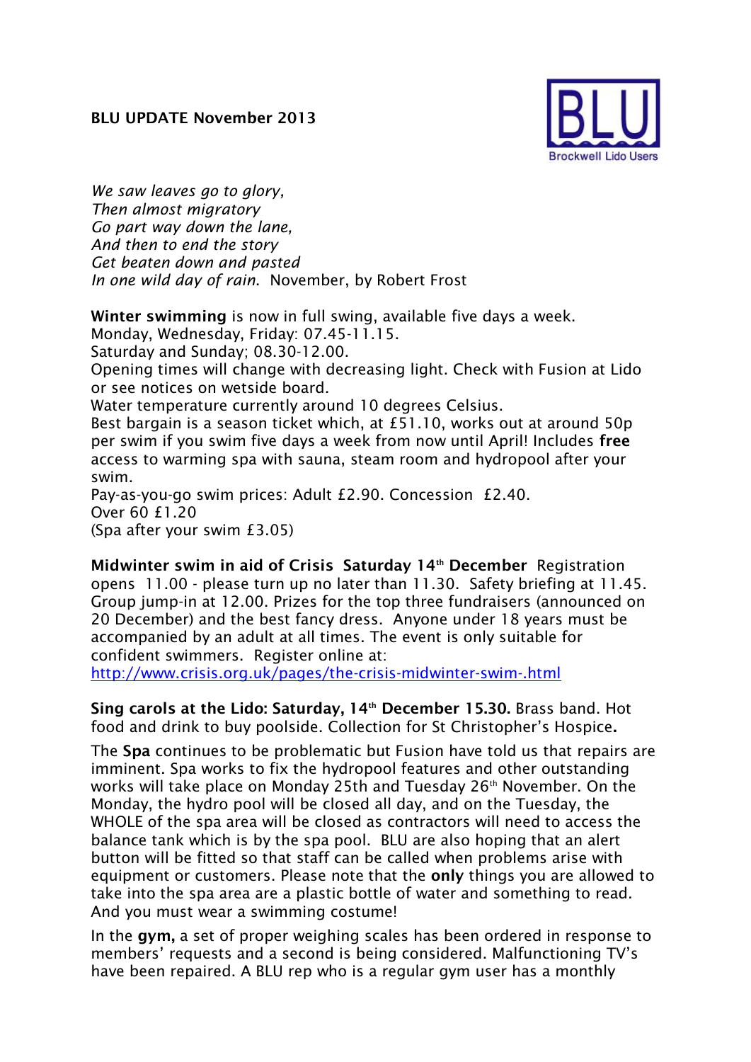**BLU UPDATE November 2013**

BLU
Brockwell Lido Users

*We saw leaves go to glory,*
*Then almost migratory*
*Go part way down the lane,*
*And then to end the story*
*Get beaten down and pasted*
*In one wild day of rain.* November, by Robert Frost

**Winter swimming** is now in full swing, available five days a week.
Monday, Wednesday, Friday: 07.45-11.15.
Saturday and Sunday; 08.30-12.00.
Opening times will change with decreasing light. Check with Fusion at Lido or see notices on wetside board.
Water temperature currently around 10 degrees Celsius.
Best bargain is a season ticket which, at £51.10, works out at around 50p per swim if you swim five days a week from now until April! Includes **free** access to warming spa with sauna, steam room and hydropool after your swim.
Pay-as-you-go swim prices: Adult £2.90. Concession £2.40.
Over 60 £1.20
(Spa after your swim £3.05)

**Midwinter swim in aid of Crisis Saturday 14th December** Registration opens 11.00 - please turn up no later than 11.30. Safety briefing at 11.45. Group jump-in at 12.00. Prizes for the top three fundraisers (announced on 20 December) and the best fancy dress. Anyone under 18 years must be accompanied by an adult at all times. The event is only suitable for confident swimmers. Register online at:
http://www.crisis.org.uk/pages/the-crisis-midwinter-swim-.html

**Sing carols at the Lido: Saturday, 14th December 15.30.** Brass band. Hot food and drink to buy poolside. Collection for St Christopher's Hospice**.**

The **Spa** continues to be problematic but Fusion have told us that repairs are imminent. Spa works to fix the hydropool features and other outstanding works will take place on Monday 25th and Tuesday 26th November. On the Monday, the hydro pool will be closed all day, and on the Tuesday, the WHOLE of the spa area will be closed as contractors will need to access the balance tank which is by the spa pool. BLU are also hoping that an alert button will be fitted so that staff can be called when problems arise with equipment or customers. Please note that the **only** things you are allowed to take into the spa area are a plastic bottle of water and something to read. And you must wear a swimming costume!

In the **gym,** a set of proper weighing scales has been ordered in response to members' requests and a second is being considered. Malfunctioning TV's have been repaired. A BLU rep who is a regular gym user has a monthly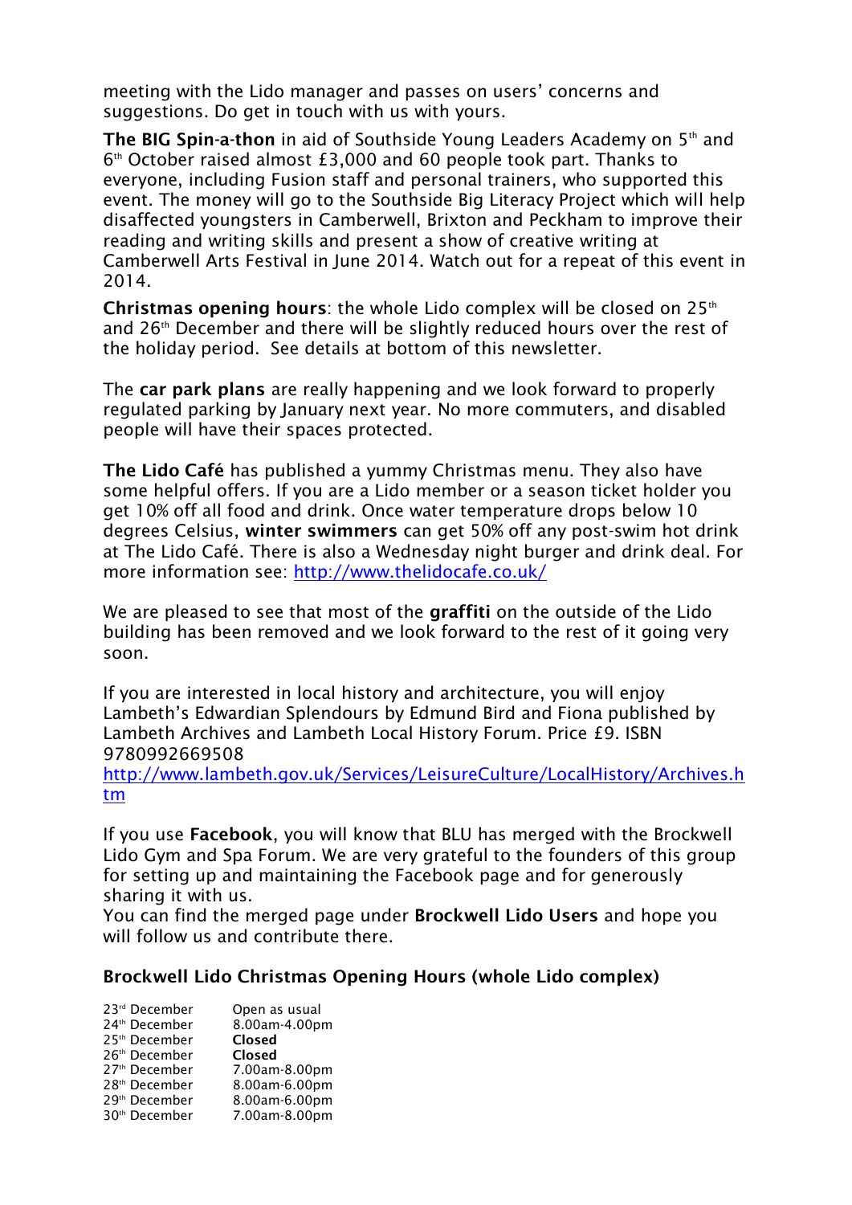meeting with the Lido manager and passes on users' concerns and suggestions. Do get in touch with us with yours.

**The BIG Spin-a-thon** in aid of Southside Young Leaders Academy on 5th and 6th October raised almost £3,000 and 60 people took part. Thanks to everyone, including Fusion staff and personal trainers, who supported this event. The money will go to the Southside Big Literacy Project which will help disaffected youngsters in Camberwell, Brixton and Peckham to improve their reading and writing skills and present a show of creative writing at Camberwell Arts Festival in June 2014. Watch out for a repeat of this event in 2014.

**Christmas opening hours**: the whole Lido complex will be closed on 25th and 26th December and there will be slightly reduced hours over the rest of the holiday period. See details at bottom of this newsletter.

The **car park plans** are really happening and we look forward to properly regulated parking by January next year. No more commuters, and disabled people will have their spaces protected.

**The Lido Café** has published a yummy Christmas menu. They also have some helpful offers. If you are a Lido member or a season ticket holder you get 10% off all food and drink. Once water temperature drops below 10 degrees Celsius, **winter swimmers** can get 50% off any post-swim hot drink at The Lido Café. There is also a Wednesday night burger and drink deal. For more information see: http://www.thelidocafe.co.uk/

We are pleased to see that most of the **graffiti** on the outside of the Lido building has been removed and we look forward to the rest of it going very soon.

If you are interested in local history and architecture, you will enjoy Lambeth's Edwardian Splendours by Edmund Bird and Fiona published by Lambeth Archives and Lambeth Local History Forum. Price £9. ISBN 9780992669508
http://www.lambeth.gov.uk/Services/LeisureCulture/LocalHistory/Archives.htm

If you use **Facebook**, you will know that BLU has merged with the Brockwell Lido Gym and Spa Forum. We are very grateful to the founders of this group for setting up and maintaining the Facebook page and for generously sharing it with us.
You can find the merged page under **Brockwell Lido Users** and hope you will follow us and contribute there.

## Brockwell Lido Christmas Opening Hours (whole Lido complex)

| | |
|---|---|
| 23rd December | Open as usual |
| 24th December | 8.00am-4.00pm |
| 25th December | **Closed** |
| 26th December | **Closed** |
| 27th December | 7.00am-8.00pm |
| 28th December | 8.00am-6.00pm |
| 29th December | 8.00am-6.00pm |
| 30th December | 7.00am-8.00pm |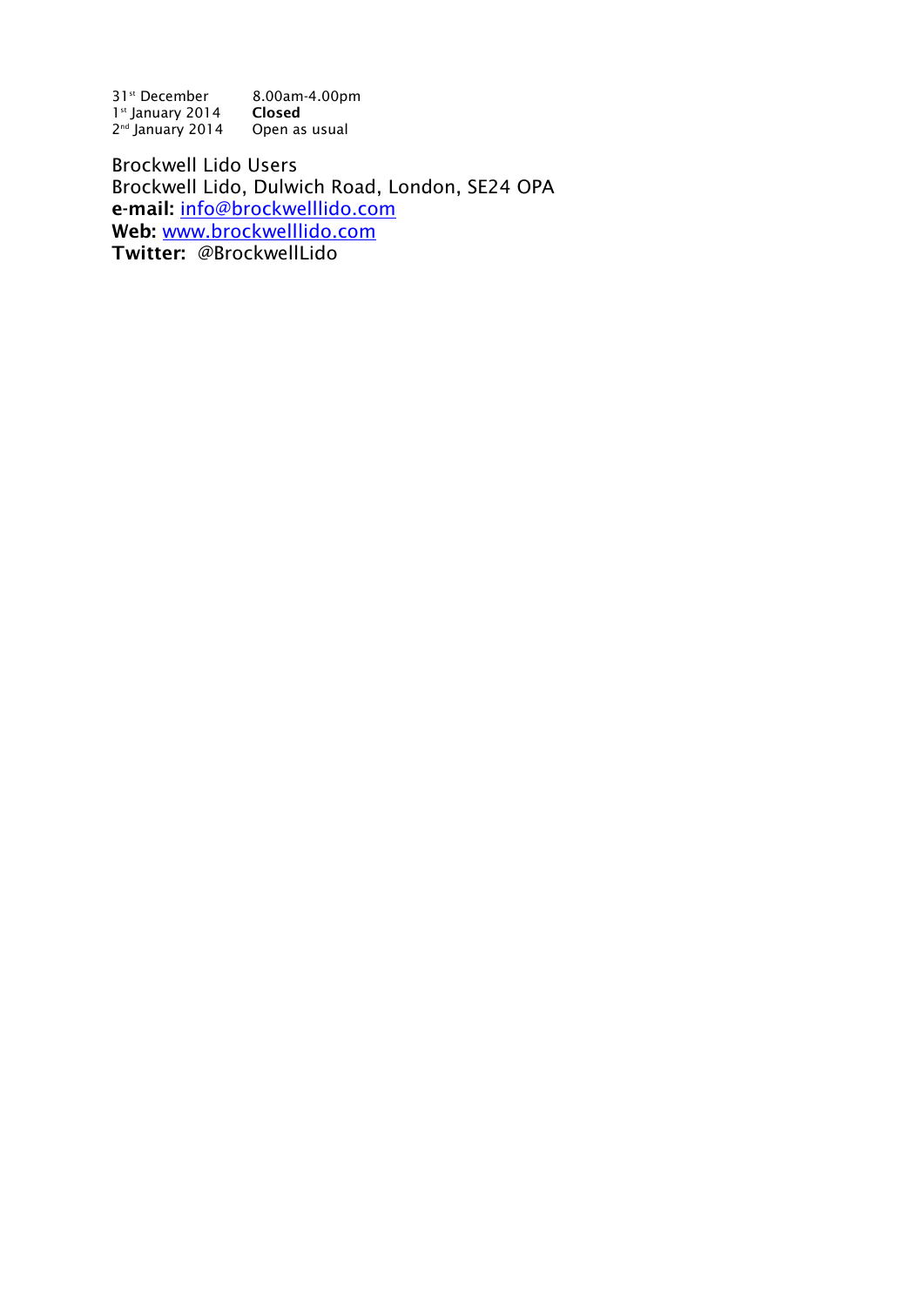| | |
|---|---|
| 31st December | 8.00am-4.00pm |
| 1st January 2014 | **Closed** |
| 2nd January 2014 | Open as usual |

Brockwell Lido Users
Brockwell Lido, Dulwich Road, London, SE24 OPA
**e-mail:** info@brockwelllido.com
**Web:** www.brockwelllido.com
**Twitter:** @BrockwellLido